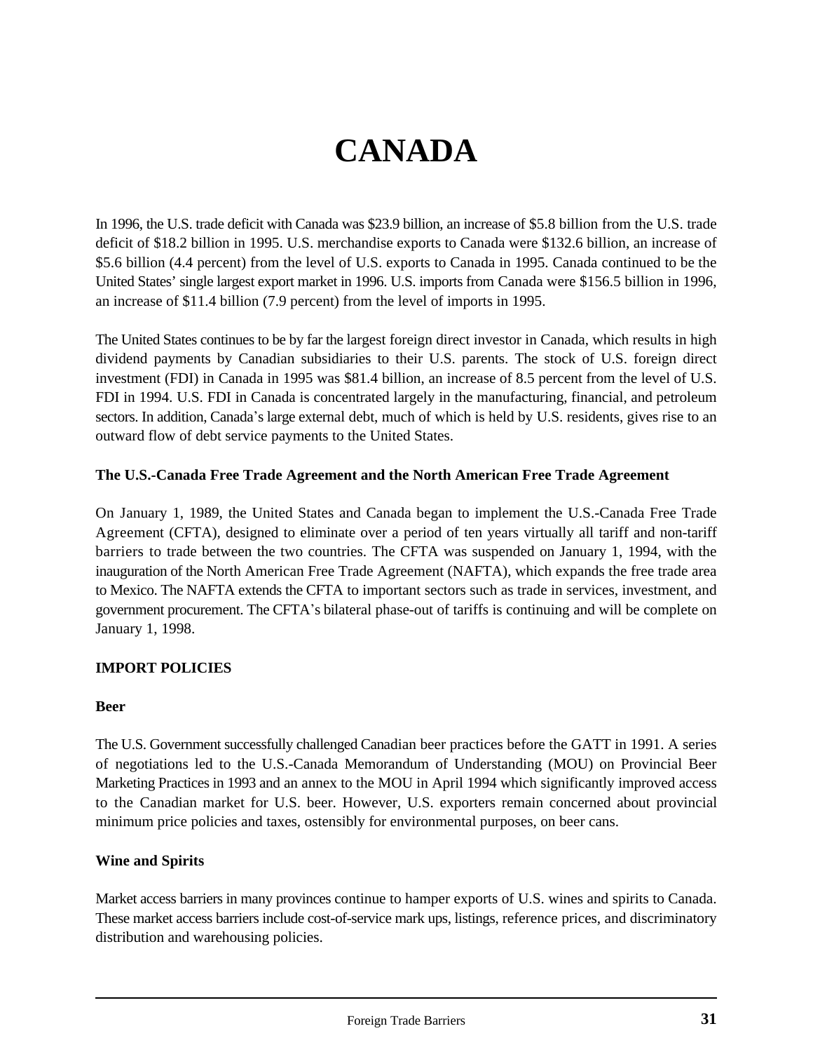# CANADA

In 1996, the U.S. trade deficit with Canada was $23.9 billion, an increase of $5.8 billion from the U.S. trade deficit of $18.2 billion in 1995. U.S. merchandise exports to Canada were $132.6 billion, an increase of $5.6 billion (4.4 percent) from the level of U.S. exports to Canada in 1995. Canada continued to be the United States' single largest export market in 1996. U.S. imports from Canada were $156.5 billion in 1996, an increase of $11.4 billion (7.9 percent) from the level of imports in 1995.

The United States continues to be by far the largest foreign direct investor in Canada, which results in high dividend payments by Canadian subsidiaries to their U.S. parents. The stock of U.S. foreign direct investment (FDI) in Canada in 1995 was $81.4 billion, an increase of 8.5 percent from the level of U.S. FDI in 1994. U.S. FDI in Canada is concentrated largely in the manufacturing, financial, and petroleum sectors. In addition, Canada's large external debt, much of which is held by U.S. residents, gives rise to an outward flow of debt service payments to the United States.

**The U.S.-Canada Free Trade Agreement and the North American Free Trade Agreement**

On January 1, 1989, the United States and Canada began to implement the U.S.-Canada Free Trade Agreement (CFTA), designed to eliminate over a period of ten years virtually all tariff and non-tariff barriers to trade between the two countries. The CFTA was suspended on January 1, 1994, with the inauguration of the North American Free Trade Agreement (NAFTA), which expands the free trade area to Mexico. The NAFTA extends the CFTA to important sectors such as trade in services, investment, and government procurement. The CFTA's bilateral phase-out of tariffs is continuing and will be complete on January 1, 1998.

## IMPORT POLICIES

**Beer**

The U.S. Government successfully challenged Canadian beer practices before the GATT in 1991. A series of negotiations led to the U.S.-Canada Memorandum of Understanding (MOU) on Provincial Beer Marketing Practices in 1993 and an annex to the MOU in April 1994 which significantly improved access to the Canadian market for U.S. beer. However, U.S. exporters remain concerned about provincial minimum price policies and taxes, ostensibly for environmental purposes, on beer cans.

**Wine and Spirits**

Market access barriers in many provinces continue to hamper exports of U.S. wines and spirits to Canada. These market access barriers include cost-of-service mark ups, listings, reference prices, and discriminatory distribution and warehousing policies.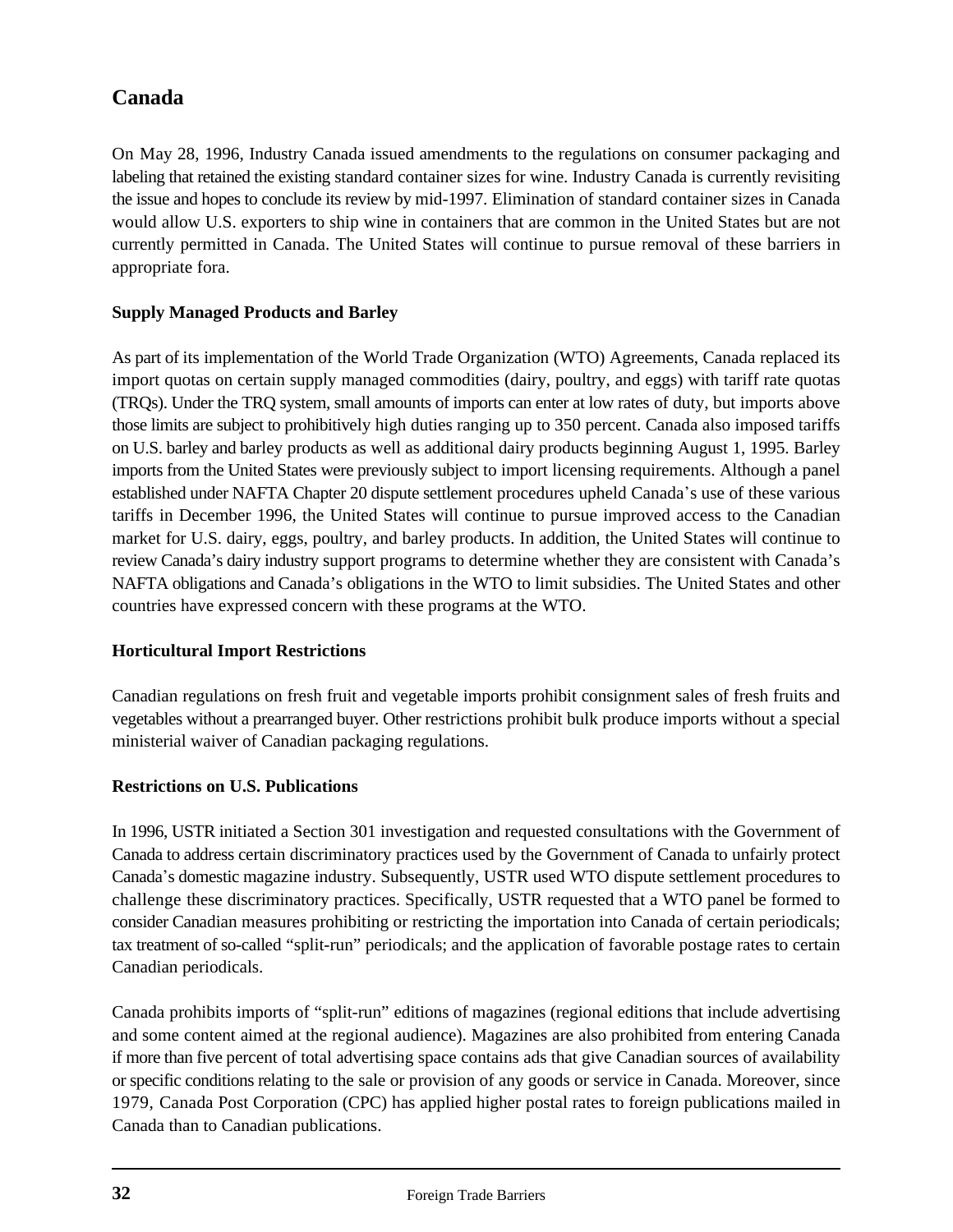## Canada

On May 28, 1996, Industry Canada issued amendments to the regulations on consumer packaging and labeling that retained the existing standard container sizes for wine. Industry Canada is currently revisiting the issue and hopes to conclude its review by mid-1997. Elimination of standard container sizes in Canada would allow U.S. exporters to ship wine in containers that are common in the United States but are not currently permitted in Canada. The United States will continue to pursue removal of these barriers in appropriate fora.

### Supply Managed Products and Barley

As part of its implementation of the World Trade Organization (WTO) Agreements, Canada replaced its import quotas on certain supply managed commodities (dairy, poultry, and eggs) with tariff rate quotas (TRQs). Under the TRQ system, small amounts of imports can enter at low rates of duty, but imports above those limits are subject to prohibitively high duties ranging up to 350 percent. Canada also imposed tariffs on U.S. barley and barley products as well as additional dairy products beginning August 1, 1995. Barley imports from the United States were previously subject to import licensing requirements. Although a panel established under NAFTA Chapter 20 dispute settlement procedures upheld Canada's use of these various tariffs in December 1996, the United States will continue to pursue improved access to the Canadian market for U.S. dairy, eggs, poultry, and barley products. In addition, the United States will continue to review Canada's dairy industry support programs to determine whether they are consistent with Canada's NAFTA obligations and Canada's obligations in the WTO to limit subsidies. The United States and other countries have expressed concern with these programs at the WTO.

### Horticultural Import Restrictions

Canadian regulations on fresh fruit and vegetable imports prohibit consignment sales of fresh fruits and vegetables without a prearranged buyer. Other restrictions prohibit bulk produce imports without a special ministerial waiver of Canadian packaging regulations.

### Restrictions on U.S. Publications

In 1996, USTR initiated a Section 301 investigation and requested consultations with the Government of Canada to address certain discriminatory practices used by the Government of Canada to unfairly protect Canada's domestic magazine industry. Subsequently, USTR used WTO dispute settlement procedures to challenge these discriminatory practices. Specifically, USTR requested that a WTO panel be formed to consider Canadian measures prohibiting or restricting the importation into Canada of certain periodicals; tax treatment of so-called "split-run" periodicals; and the application of favorable postage rates to certain Canadian periodicals.

Canada prohibits imports of "split-run" editions of magazines (regional editions that include advertising and some content aimed at the regional audience). Magazines are also prohibited from entering Canada if more than five percent of total advertising space contains ads that give Canadian sources of availability or specific conditions relating to the sale or provision of any goods or service in Canada. Moreover, since 1979, Canada Post Corporation (CPC) has applied higher postal rates to foreign publications mailed in Canada than to Canadian publications.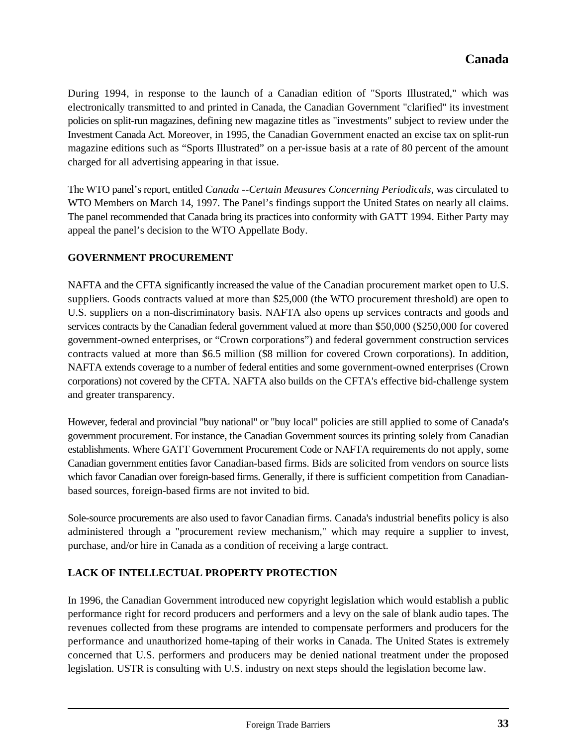During 1994, in response to the launch of a Canadian edition of "Sports Illustrated," which was electronically transmitted to and printed in Canada, the Canadian Government "clarified" its investment policies on split-run magazines, defining new magazine titles as "investments" subject to review under the Investment Canada Act. Moreover, in 1995, the Canadian Government enacted an excise tax on split-run magazine editions such as "Sports Illustrated" on a per-issue basis at a rate of 80 percent of the amount charged for all advertising appearing in that issue.

The WTO panel's report, entitled *Canada --Certain Measures Concerning Periodicals*, was circulated to WTO Members on March 14, 1997. The Panel's findings support the United States on nearly all claims. The panel recommended that Canada bring its practices into conformity with GATT 1994. Either Party may appeal the panel's decision to the WTO Appellate Body.

### GOVERNMENT PROCUREMENT

NAFTA and the CFTA significantly increased the value of the Canadian procurement market open to U.S. suppliers. Goods contracts valued at more than $25,000 (the WTO procurement threshold) are open to U.S. suppliers on a non-discriminatory basis. NAFTA also opens up services contracts and goods and services contracts by the Canadian federal government valued at more than $50,000 ($250,000 for covered government-owned enterprises, or "Crown corporations") and federal government construction services contracts valued at more than $6.5 million ($8 million for covered Crown corporations). In addition, NAFTA extends coverage to a number of federal entities and some government-owned enterprises (Crown corporations) not covered by the CFTA. NAFTA also builds on the CFTA's effective bid-challenge system and greater transparency.

However, federal and provincial "buy national" or "buy local" policies are still applied to some of Canada's government procurement. For instance, the Canadian Government sources its printing solely from Canadian establishments. Where GATT Government Procurement Code or NAFTA requirements do not apply, some Canadian government entities favor Canadian-based firms. Bids are solicited from vendors on source lists which favor Canadian over foreign-based firms. Generally, if there is sufficient competition from Canadian-based sources, foreign-based firms are not invited to bid.

Sole-source procurements are also used to favor Canadian firms. Canada's industrial benefits policy is also administered through a "procurement review mechanism," which may require a supplier to invest, purchase, and/or hire in Canada as a condition of receiving a large contract.

### LACK OF INTELLECTUAL PROPERTY PROTECTION

In 1996, the Canadian Government introduced new copyright legislation which would establish a public performance right for record producers and performers and a levy on the sale of blank audio tapes. The revenues collected from these programs are intended to compensate performers and producers for the performance and unauthorized home-taping of their works in Canada. The United States is extremely concerned that U.S. performers and producers may be denied national treatment under the proposed legislation. USTR is consulting with U.S. industry on next steps should the legislation become law.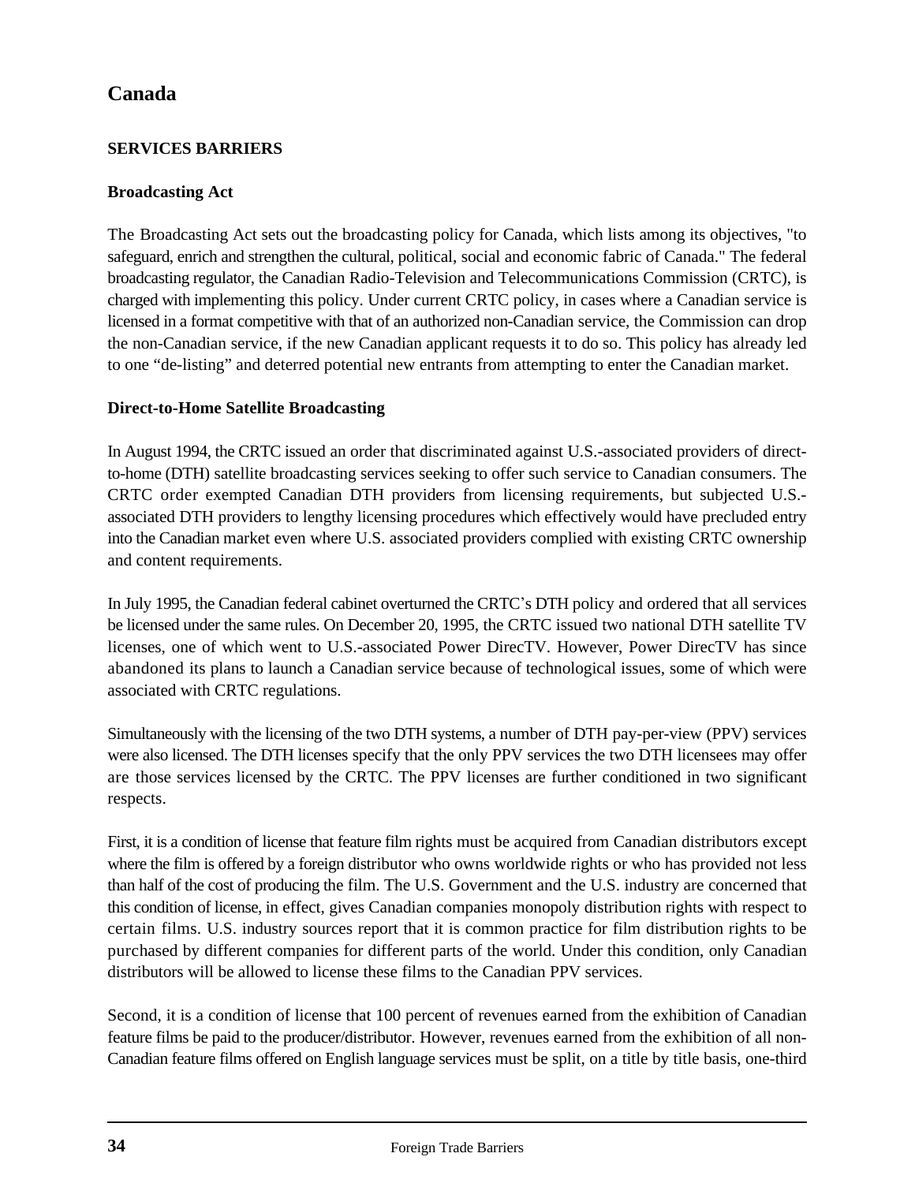## Canada

### SERVICES BARRIERS

#### Broadcasting Act

The Broadcasting Act sets out the broadcasting policy for Canada, which lists among its objectives, "to safeguard, enrich and strengthen the cultural, political, social and economic fabric of Canada." The federal broadcasting regulator, the Canadian Radio-Television and Telecommunications Commission (CRTC), is charged with implementing this policy. Under current CRTC policy, in cases where a Canadian service is licensed in a format competitive with that of an authorized non-Canadian service, the Commission can drop the non-Canadian service, if the new Canadian applicant requests it to do so. This policy has already led to one "de-listing" and deterred potential new entrants from attempting to enter the Canadian market.

#### Direct-to-Home Satellite Broadcasting

In August 1994, the CRTC issued an order that discriminated against U.S.-associated providers of direct-to-home (DTH) satellite broadcasting services seeking to offer such service to Canadian consumers. The CRTC order exempted Canadian DTH providers from licensing requirements, but subjected U.S.-associated DTH providers to lengthy licensing procedures which effectively would have precluded entry into the Canadian market even where U.S. associated providers complied with existing CRTC ownership and content requirements.

In July 1995, the Canadian federal cabinet overturned the CRTC's DTH policy and ordered that all services be licensed under the same rules. On December 20, 1995, the CRTC issued two national DTH satellite TV licenses, one of which went to U.S.-associated Power DirecTV. However, Power DirecTV has since abandoned its plans to launch a Canadian service because of technological issues, some of which were associated with CRTC regulations.

Simultaneously with the licensing of the two DTH systems, a number of DTH pay-per-view (PPV) services were also licensed. The DTH licenses specify that the only PPV services the two DTH licensees may offer are those services licensed by the CRTC. The PPV licenses are further conditioned in two significant respects.

First, it is a condition of license that feature film rights must be acquired from Canadian distributors except where the film is offered by a foreign distributor who owns worldwide rights or who has provided not less than half of the cost of producing the film. The U.S. Government and the U.S. industry are concerned that this condition of license, in effect, gives Canadian companies monopoly distribution rights with respect to certain films. U.S. industry sources report that it is common practice for film distribution rights to be purchased by different companies for different parts of the world. Under this condition, only Canadian distributors will be allowed to license these films to the Canadian PPV services.

Second, it is a condition of license that 100 percent of revenues earned from the exhibition of Canadian feature films be paid to the producer/distributor. However, revenues earned from the exhibition of all non-Canadian feature films offered on English language services must be split, on a title by title basis, one-third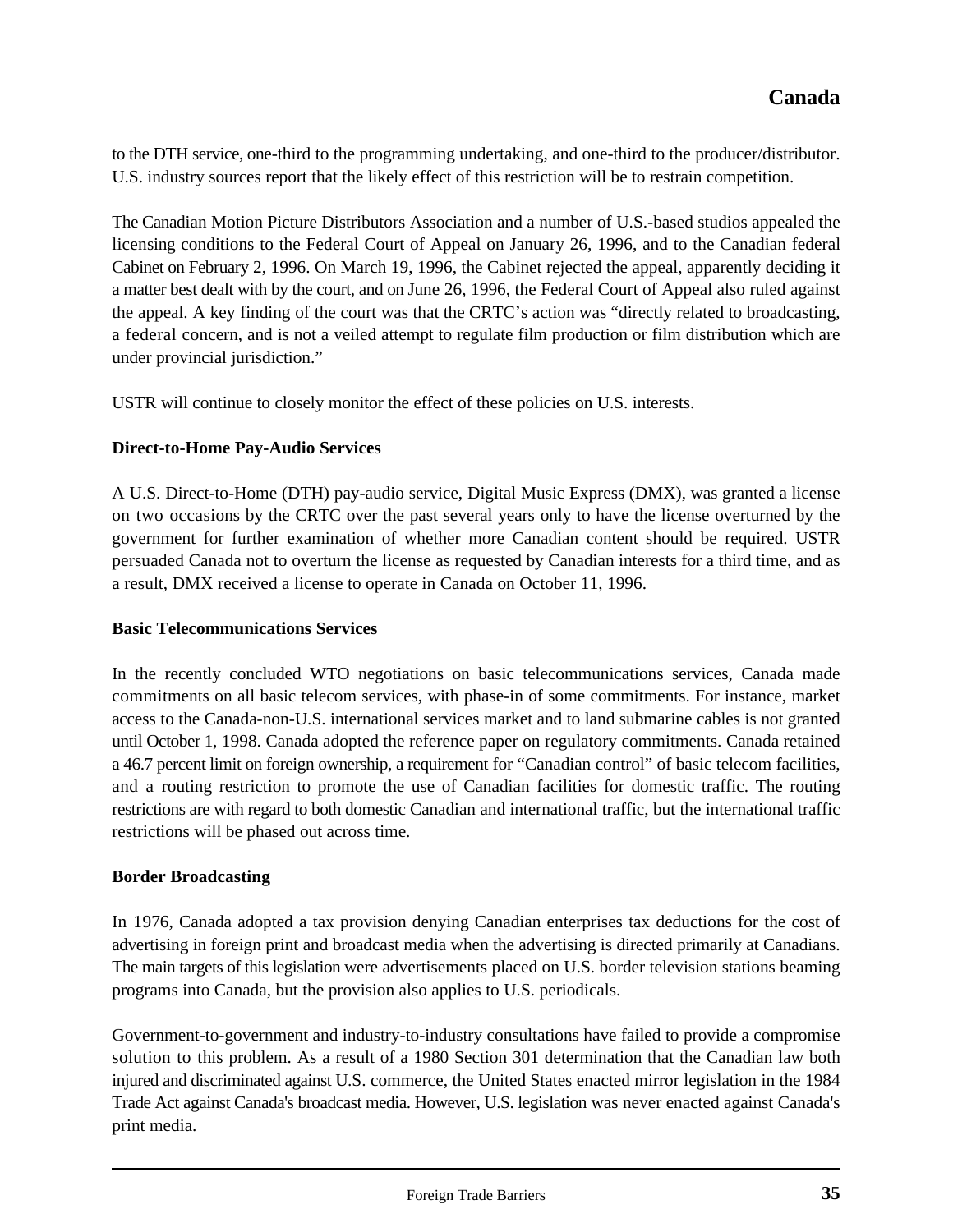to the DTH service, one-third to the programming undertaking, and one-third to the producer/distributor. U.S. industry sources report that the likely effect of this restriction will be to restrain competition.

The Canadian Motion Picture Distributors Association and a number of U.S.-based studios appealed the licensing conditions to the Federal Court of Appeal on January 26, 1996, and to the Canadian federal Cabinet on February 2, 1996. On March 19, 1996, the Cabinet rejected the appeal, apparently deciding it a matter best dealt with by the court, and on June 26, 1996, the Federal Court of Appeal also ruled against the appeal. A key finding of the court was that the CRTC's action was "directly related to broadcasting, a federal concern, and is not a veiled attempt to regulate film production or film distribution which are under provincial jurisdiction."

USTR will continue to closely monitor the effect of these policies on U.S. interests.

**Direct-to-Home Pay-Audio Services**

A U.S. Direct-to-Home (DTH) pay-audio service, Digital Music Express (DMX), was granted a license on two occasions by the CRTC over the past several years only to have the license overturned by the government for further examination of whether more Canadian content should be required. USTR persuaded Canada not to overturn the license as requested by Canadian interests for a third time, and as a result, DMX received a license to operate in Canada on October 11, 1996.

**Basic Telecommunications Services**

In the recently concluded WTO negotiations on basic telecommunications services, Canada made commitments on all basic telecom services, with phase-in of some commitments. For instance, market access to the Canada-non-U.S. international services market and to land submarine cables is not granted until October 1, 1998. Canada adopted the reference paper on regulatory commitments. Canada retained a 46.7 percent limit on foreign ownership, a requirement for "Canadian control" of basic telecom facilities, and a routing restriction to promote the use of Canadian facilities for domestic traffic. The routing restrictions are with regard to both domestic Canadian and international traffic, but the international traffic restrictions will be phased out across time.

**Border Broadcasting**

In 1976, Canada adopted a tax provision denying Canadian enterprises tax deductions for the cost of advertising in foreign print and broadcast media when the advertising is directed primarily at Canadians. The main targets of this legislation were advertisements placed on U.S. border television stations beaming programs into Canada, but the provision also applies to U.S. periodicals.

Government-to-government and industry-to-industry consultations have failed to provide a compromise solution to this problem. As a result of a 1980 Section 301 determination that the Canadian law both injured and discriminated against U.S. commerce, the United States enacted mirror legislation in the 1984 Trade Act against Canada's broadcast media. However, U.S. legislation was never enacted against Canada's print media.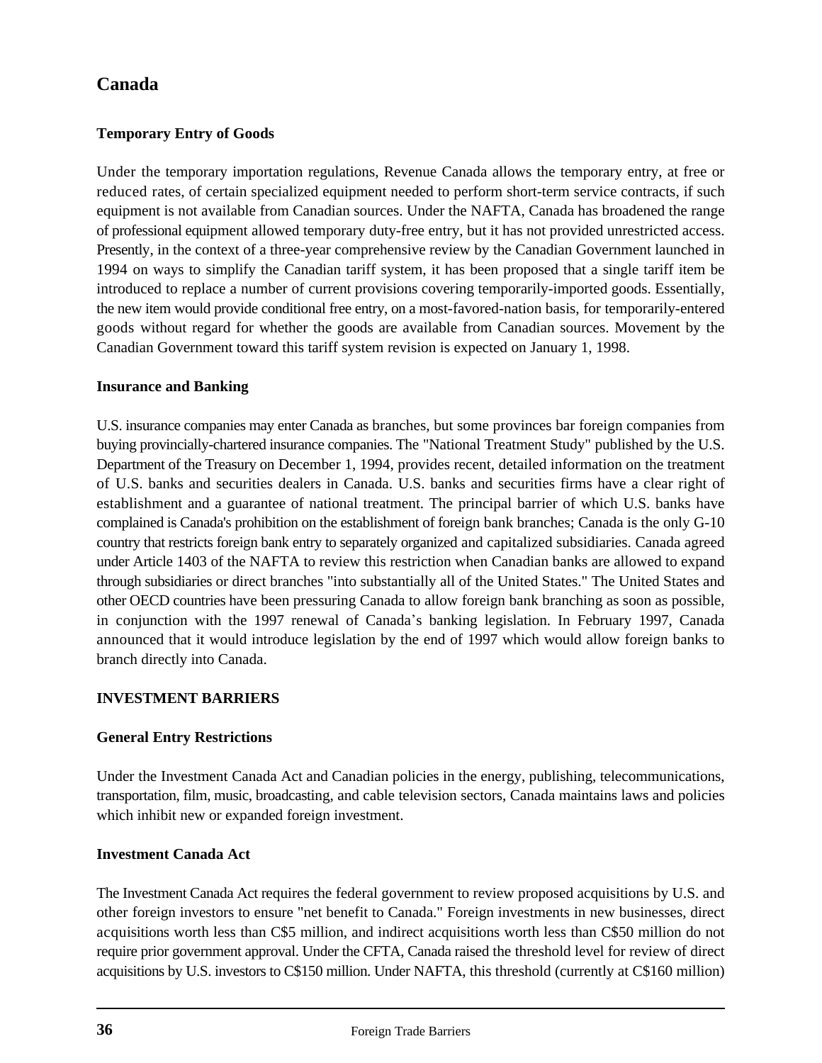## Canada

### Temporary Entry of Goods

Under the temporary importation regulations, Revenue Canada allows the temporary entry, at free or reduced rates, of certain specialized equipment needed to perform short-term service contracts, if such equipment is not available from Canadian sources. Under the NAFTA, Canada has broadened the range of professional equipment allowed temporary duty-free entry, but it has not provided unrestricted access. Presently, in the context of a three-year comprehensive review by the Canadian Government launched in 1994 on ways to simplify the Canadian tariff system, it has been proposed that a single tariff item be introduced to replace a number of current provisions covering temporarily-imported goods. Essentially, the new item would provide conditional free entry, on a most-favored-nation basis, for temporarily-entered goods without regard for whether the goods are available from Canadian sources. Movement by the Canadian Government toward this tariff system revision is expected on January 1, 1998.

### Insurance and Banking

U.S. insurance companies may enter Canada as branches, but some provinces bar foreign companies from buying provincially-chartered insurance companies. The "National Treatment Study" published by the U.S. Department of the Treasury on December 1, 1994, provides recent, detailed information on the treatment of U.S. banks and securities dealers in Canada. U.S. banks and securities firms have a clear right of establishment and a guarantee of national treatment. The principal barrier of which U.S. banks have complained is Canada's prohibition on the establishment of foreign bank branches; Canada is the only G-10 country that restricts foreign bank entry to separately organized and capitalized subsidiaries. Canada agreed under Article 1403 of the NAFTA to review this restriction when Canadian banks are allowed to expand through subsidiaries or direct branches "into substantially all of the United States." The United States and other OECD countries have been pressuring Canada to allow foreign bank branching as soon as possible, in conjunction with the 1997 renewal of Canada's banking legislation. In February 1997, Canada announced that it would introduce legislation by the end of 1997 which would allow foreign banks to branch directly into Canada.

### INVESTMENT BARRIERS

### General Entry Restrictions

Under the Investment Canada Act and Canadian policies in the energy, publishing, telecommunications, transportation, film, music, broadcasting, and cable television sectors, Canada maintains laws and policies which inhibit new or expanded foreign investment.

### Investment Canada Act

The Investment Canada Act requires the federal government to review proposed acquisitions by U.S. and other foreign investors to ensure "net benefit to Canada." Foreign investments in new businesses, direct acquisitions worth less than C$5 million, and indirect acquisitions worth less than C$50 million do not require prior government approval. Under the CFTA, Canada raised the threshold level for review of direct acquisitions by U.S. investors to C$150 million. Under NAFTA, this threshold (currently at C$160 million)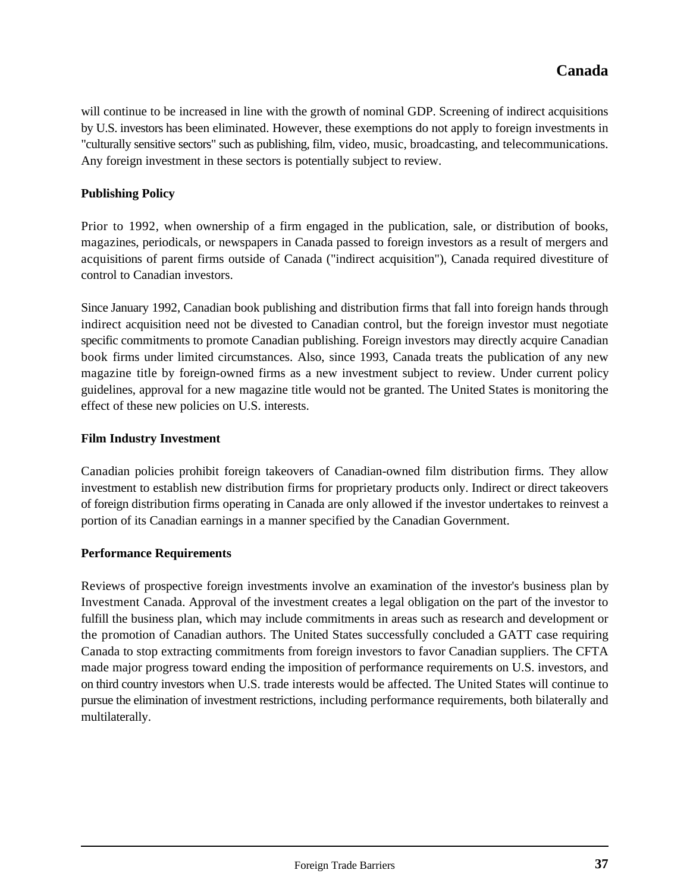will continue to be increased in line with the growth of nominal GDP. Screening of indirect acquisitions by U.S. investors has been eliminated. However, these exemptions do not apply to foreign investments in "culturally sensitive sectors" such as publishing, film, video, music, broadcasting, and telecommunications. Any foreign investment in these sectors is potentially subject to review.

**Publishing Policy**

Prior to 1992, when ownership of a firm engaged in the publication, sale, or distribution of books, magazines, periodicals, or newspapers in Canada passed to foreign investors as a result of mergers and acquisitions of parent firms outside of Canada ("indirect acquisition"), Canada required divestiture of control to Canadian investors.

Since January 1992, Canadian book publishing and distribution firms that fall into foreign hands through indirect acquisition need not be divested to Canadian control, but the foreign investor must negotiate specific commitments to promote Canadian publishing. Foreign investors may directly acquire Canadian book firms under limited circumstances. Also, since 1993, Canada treats the publication of any new magazine title by foreign-owned firms as a new investment subject to review. Under current policy guidelines, approval for a new magazine title would not be granted. The United States is monitoring the effect of these new policies on U.S. interests.

**Film Industry Investment**

Canadian policies prohibit foreign takeovers of Canadian-owned film distribution firms. They allow investment to establish new distribution firms for proprietary products only. Indirect or direct takeovers of foreign distribution firms operating in Canada are only allowed if the investor undertakes to reinvest a portion of its Canadian earnings in a manner specified by the Canadian Government.

**Performance Requirements**

Reviews of prospective foreign investments involve an examination of the investor's business plan by Investment Canada. Approval of the investment creates a legal obligation on the part of the investor to fulfill the business plan, which may include commitments in areas such as research and development or the promotion of Canadian authors. The United States successfully concluded a GATT case requiring Canada to stop extracting commitments from foreign investors to favor Canadian suppliers. The CFTA made major progress toward ending the imposition of performance requirements on U.S. investors, and on third country investors when U.S. trade interests would be affected. The United States will continue to pursue the elimination of investment restrictions, including performance requirements, both bilaterally and multilaterally.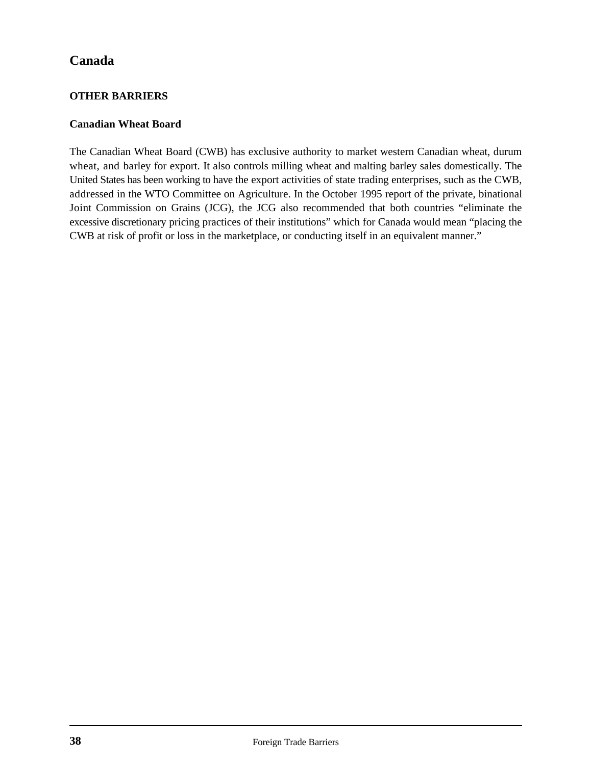## Canada

### OTHER BARRIERS

### Canadian Wheat Board

The Canadian Wheat Board (CWB) has exclusive authority to market western Canadian wheat, durum wheat, and barley for export. It also controls milling wheat and malting barley sales domestically. The United States has been working to have the export activities of state trading enterprises, such as the CWB, addressed in the WTO Committee on Agriculture. In the October 1995 report of the private, binational Joint Commission on Grains (JCG), the JCG also recommended that both countries "eliminate the excessive discretionary pricing practices of their institutions" which for Canada would mean "placing the CWB at risk of profit or loss in the marketplace, or conducting itself in an equivalent manner."